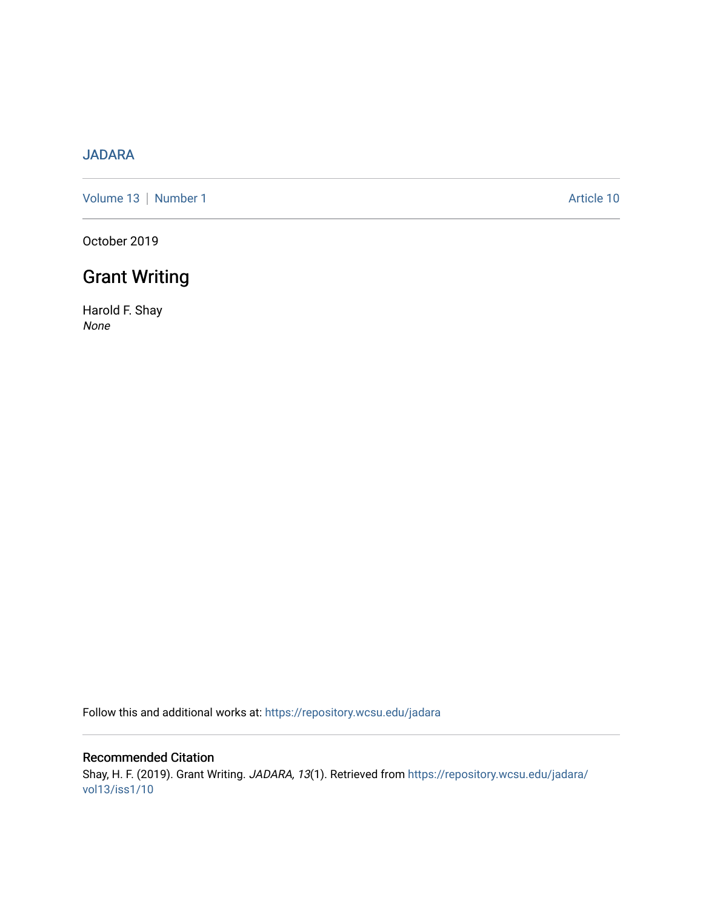JADARA

Volume 13 | Number 1

Article 10

October 2019

# Grant Writing

Harold F. Shay

*None*

Follow this and additional works at: https://repository.wcsu.edu/jadara

## Recommended Citation

Shay, H. F. (2019). Grant Writing. *JADARA, 13*(1). Retrieved from https://repository.wcsu.edu/jadara/vol13/iss1/10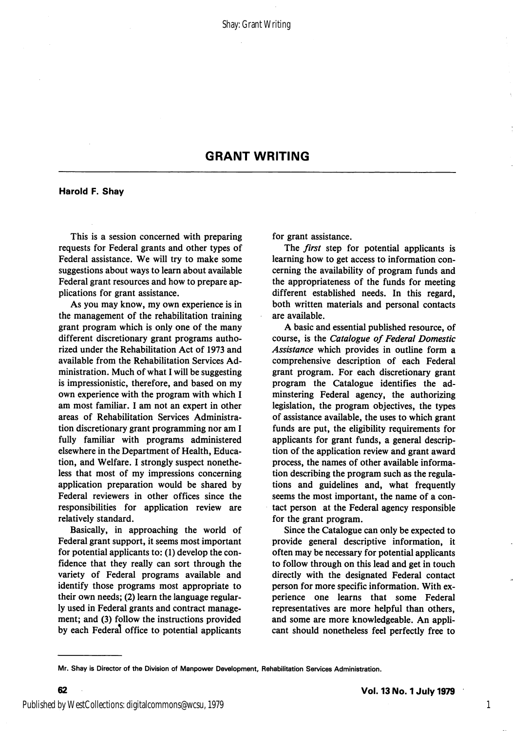# GRANT WRITING

**Harold F. Shay**

This is a session concerned with preparing requests for Federal grants and other types of Federal assistance. We will try to make some suggestions about ways to learn about available Federal grant resources and how to prepare applications for grant assistance.

As you may know, my own experience is in the management of the rehabilitation training grant program which is only one of the many different discretionary grant programs authorized under the Rehabilitation Act of 1973 and available from the Rehabilitation Services Administration. Much of what I will be suggesting is impressionistic, therefore, and based on my own experience with the program with which I am most familiar. I am not an expert in other areas of Rehabilitation Services Administration discretionary grant programming nor am I fully familiar with programs administered elsewhere in the Department of Health, Education, and Welfare. I strongly suspect nonetheless that most of my impressions concerning application preparation would be shared by Federal reviewers in other offices since the responsibilities for application review are relatively standard.

Basically, in approaching the world of Federal grant support, it seems most important for potential applicants to: (1) develop the confidence that they really can sort through the variety of Federal programs available and identify those programs most appropriate to their own needs; (2) learn the language regularly used in Federal grants and contract management; and (3) follow the instructions provided by each Federal office to potential applicants for grant assistance.

The *first* step for potential applicants is learning how to get access to information concerning the availability of program funds and the appropriateness of the funds for meeting different established needs. In this regard, both written materials and personal contacts are available.

A basic and essential published resource, of course, is the *Catalogue of Federal Domestic Assistance* which provides in outline form a comprehensive description of each Federal grant program. For each discretionary grant program the Catalogue identifies the adminstering Federal agency, the authorizing legislation, the program objectives, the types of assistance available, the uses to which grant funds are put, the eligibility requirements for applicants for grant funds, a general description of the application review and grant award process, the names of other available information describing the program such as the regulations and guidelines and, what frequently seems the most important, the name of a contact person at the Federal agency responsible for the grant program.

Since the Catalogue can only be expected to provide general descriptive information, it often may be necessary for potential applicants to follow through on this lead and get in touch directly with the designated Federal contact person for more specific information. With experience one learns that some Federal representatives are more helpful than others, and some are more knowledgeable. An applicant should nonetheless feel perfectly free to

---

Mr. Shay is Director of the Division of Manpower Development, Rehabilitation Services Administration.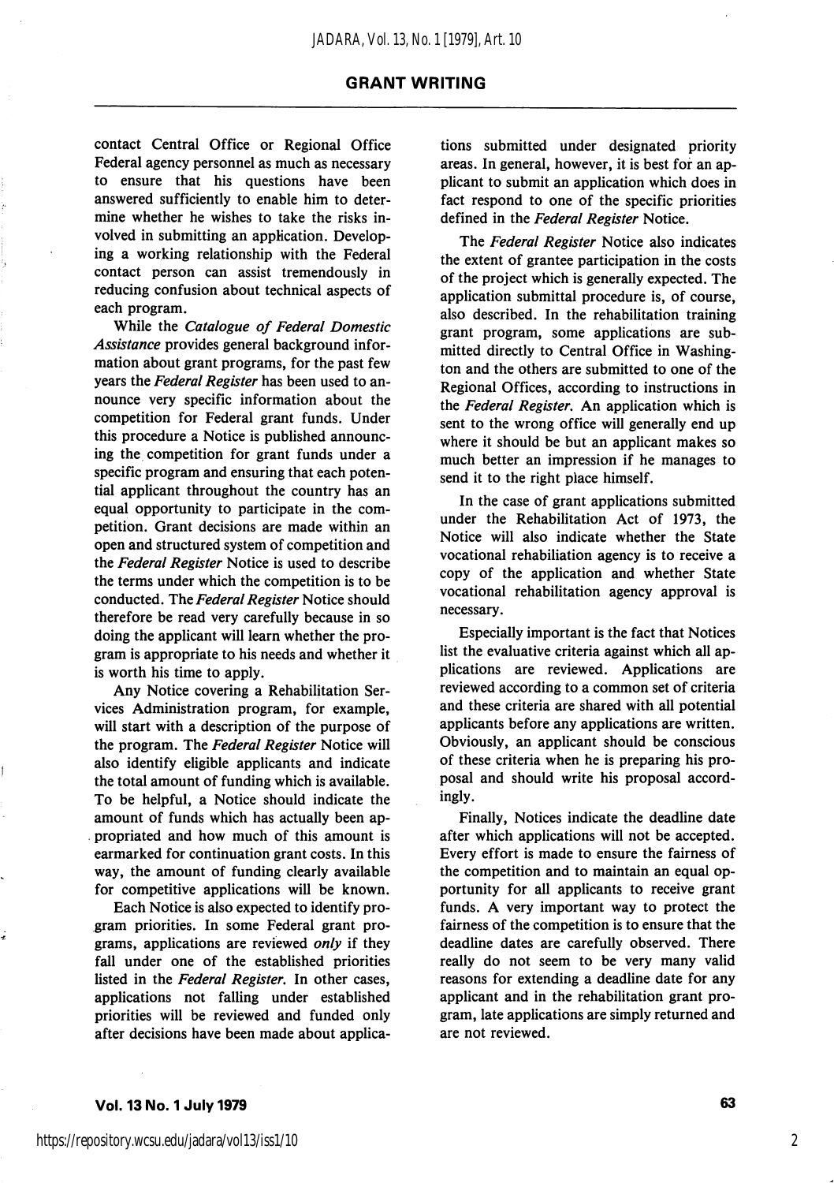contact Central Office or Regional Office Federal agency personnel as much as necessary to ensure that his questions have been answered sufficiently to enable him to determine whether he wishes to take the risks involved in submitting an application. Developing a working relationship with the Federal contact person can assist tremendously in reducing confusion about technical aspects of each program.

While the *Catalogue of Federal Domestic Assistance* provides general background information about grant programs, for the past few years the *Federal Register* has been used to announce very specific information about the competition for Federal grant funds. Under this procedure a Notice is published announcing the competition for grant funds under a specific program and ensuring that each potential applicant throughout the country has an equal opportunity to participate in the competition. Grant decisions are made within an open and structured system of competition and the *Federal Register* Notice is used to describe the terms under which the competition is to be conducted. The *Federal Register* Notice should therefore be read very carefully because in so doing the applicant will learn whether the program is appropriate to his needs and whether it is worth his time to apply.

Any Notice covering a Rehabilitation Services Administration program, for example, will start with a description of the purpose of the program. The *Federal Register* Notice will also identify eligible applicants and indicate the total amount of funding which is available. To be helpful, a Notice should indicate the amount of funds which has actually been appropriated and how much of this amount is earmarked for continuation grant costs. In this way, the amount of funding clearly available for competitive applications will be known.

Each Notice is also expected to identify program priorities. In some Federal grant programs, applications are reviewed *only* if they fall under one of the established priorities listed in the *Federal Register*. In other cases, applications not falling under established priorities will be reviewed and funded only after decisions have been made about applications submitted under designated priority areas. In general, however, it is best for an applicant to submit an application which does in fact respond to one of the specific priorities defined in the *Federal Register* Notice.

The *Federal Register* Notice also indicates the extent of grantee participation in the costs of the project which is generally expected. The application submittal procedure is, of course, also described. In the rehabilitation training grant program, some applications are submitted directly to Central Office in Washington and the others are submitted to one of the Regional Offices, according to instructions in the *Federal Register*. An application which is sent to the wrong office will generally end up where it should be but an applicant makes so much better an impression if he manages to send it to the right place himself.

In the case of grant applications submitted under the Rehabilitation Act of 1973, the Notice will also indicate whether the State vocational rehabiliation agency is to receive a copy of the application and whether State vocational rehabilitation agency approval is necessary.

Especially important is the fact that Notices list the evaluative criteria against which all applications are reviewed. Applications are reviewed according to a common set of criteria and these criteria are shared with all potential applicants before any applications are written. Obviously, an applicant should be conscious of these criteria when he is preparing his proposal and should write his proposal accordingly.

Finally, Notices indicate the deadline date after which applications will not be accepted. Every effort is made to ensure the fairness of the competition and to maintain an equal opportunity for all applicants to receive grant funds. A very important way to protect the fairness of the competition is to ensure that the deadline dates are carefully observed. There really do not seem to be very many valid reasons for extending a deadline date for any applicant and in the rehabilitation grant program, late applications are simply returned and are not reviewed.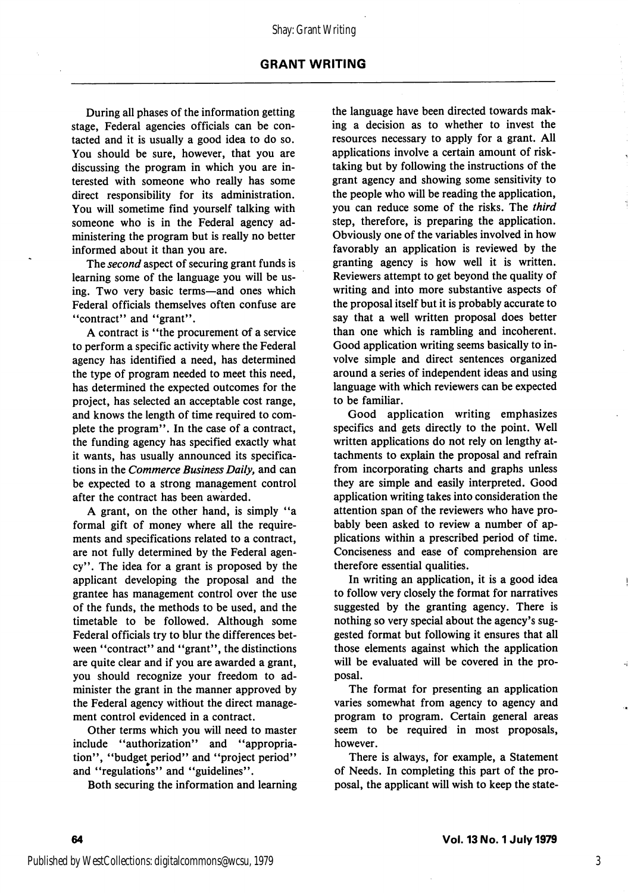## GRANT WRITING

During all phases of the information getting stage, Federal agencies officials can be contacted and it is usually a good idea to do so. You should be sure, however, that you are discussing the program in which you are interested with someone who really has some direct responsibility for its administration. You will sometime find yourself talking with someone who is in the Federal agency administering the program but is really no better informed about it than you are.

The *second* aspect of securing grant funds is learning some of the language you will be using. Two very basic terms—and ones which Federal officials themselves often confuse are "contract" and "grant".

A contract is "the procurement of a service to perform a specific activity where the Federal agency has identified a need, has determined the type of program needed to meet this need, has determined the expected outcomes for the project, has selected an acceptable cost range, and knows the length of time required to complete the program". In the case of a contract, the funding agency has specified exactly what it wants, has usually announced its specifications in the *Commerce Business Daily,* and can be expected to a strong management control after the contract has been awarded.

A grant, on the other hand, is simply "a formal gift of money where all the requirements and specifications related to a contract, are not fully determined by the Federal agency". The idea for a grant is proposed by the applicant developing the proposal and the grantee has management control over the use of the funds, the methods to be used, and the timetable to be followed. Although some Federal officials try to blur the differences between "contract" and "grant", the distinctions are quite clear and if you are awarded a grant, you should recognize your freedom to administer the grant in the manner approved by the Federal agency without the direct management control evidenced in a contract.

Other terms which you will need to master include "authorization" and "appropriation", "budget period" and "project period" and "regulations" and "guidelines".

Both securing the information and learning the language have been directed towards making a decision as to whether to invest the resources necessary to apply for a grant. All applications involve a certain amount of risk-taking but by following the instructions of the grant agency and showing some sensitivity to the people who will be reading the application, you can reduce some of the risks. The *third* step, therefore, is preparing the application. Obviously one of the variables involved in how favorably an application is reviewed by the granting agency is how well it is written. Reviewers attempt to get beyond the quality of writing and into more substantive aspects of the proposal itself but it is probably accurate to say that a well written proposal does better than one which is rambling and incoherent. Good application writing seems basically to involve simple and direct sentences organized around a series of independent ideas and using language with which reviewers can be expected to be familiar.

Good application writing emphasizes specifics and gets directly to the point. Well written applications do not rely on lengthy attachments to explain the proposal and refrain from incorporating charts and graphs unless they are simple and easily interpreted. Good application writing takes into consideration the attention span of the reviewers who have probably been asked to review a number of applications within a prescribed period of time. Conciseness and ease of comprehension are therefore essential qualities.

In writing an application, it is a good idea to follow very closely the format for narratives suggested by the granting agency. There is nothing so very special about the agency's suggested format but following it ensures that all those elements against which the application will be evaluated will be covered in the proposal.

The format for presenting an application varies somewhat from agency to agency and program to program. Certain general areas seem to be required in most proposals, however.

There is always, for example, a Statement of Needs. In completing this part of the proposal, the applicant will wish to keep the state-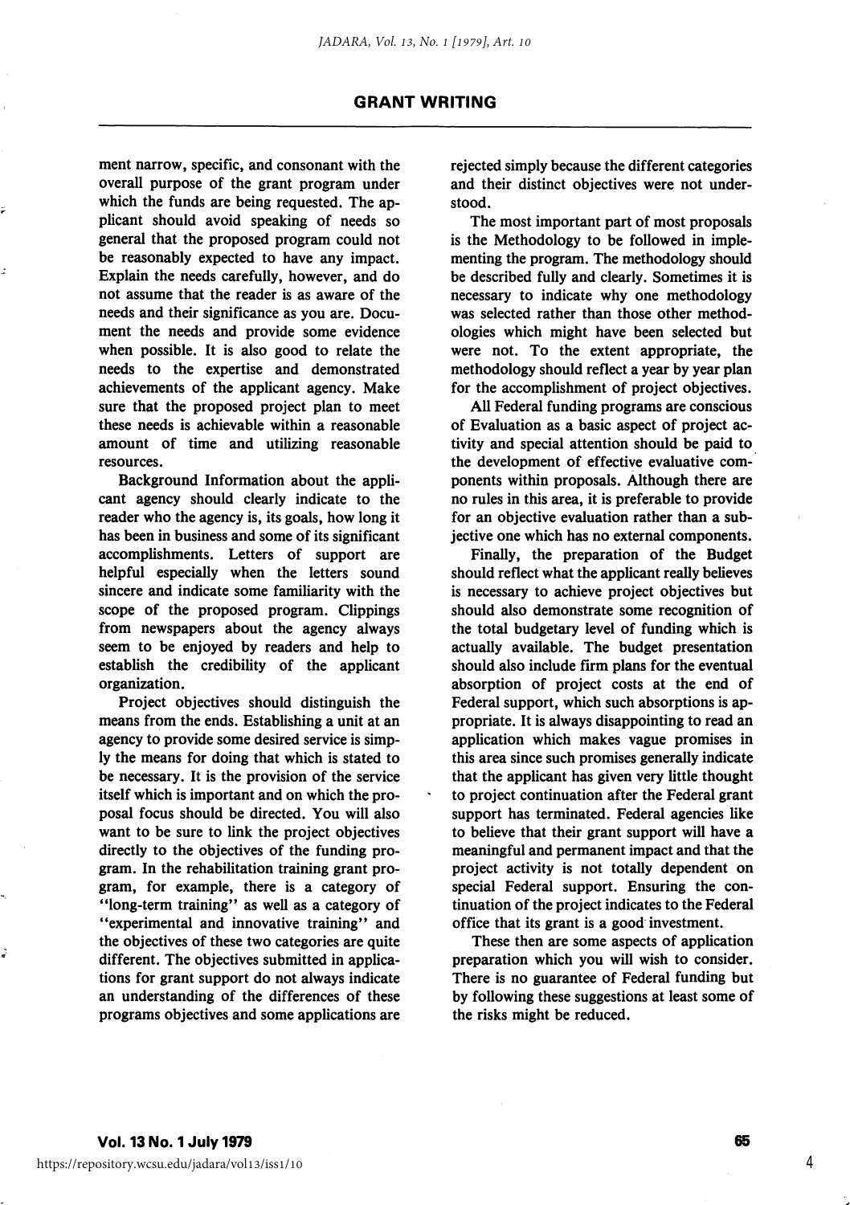ment narrow, specific, and consonant with the overall purpose of the grant program under which the funds are being requested. The applicant should avoid speaking of needs so general that the proposed program could not be reasonably expected to have any impact. Explain the needs carefully, however, and do not assume that the reader is as aware of the needs and their significance as you are. Document the needs and provide some evidence when possible. It is also good to relate the needs to the expertise and demonstrated achievements of the applicant agency. Make sure that the proposed project plan to meet these needs is achievable within a reasonable amount of time and utilizing reasonable resources.

Background Information about the applicant agency should clearly indicate to the reader who the agency is, its goals, how long it has been in business and some of its significant accomplishments. Letters of support are helpful especially when the letters sound sincere and indicate some familiarity with the scope of the proposed program. Clippings from newspapers about the agency always seem to be enjoyed by readers and help to establish the credibility of the applicant organization.

Project objectives should distinguish the means from the ends. Establishing a unit at an agency to provide some desired service is simply the means for doing that which is stated to be necessary. It is the provision of the service itself which is important and on which the proposal focus should be directed. You will also want to be sure to link the project objectives directly to the objectives of the funding program. In the rehabilitation training grant program, for example, there is a category of "long-term training" as well as a category of "experimental and innovative training" and the objectives of these two categories are quite different. The objectives submitted in applications for grant support do not always indicate an understanding of the differences of these programs objectives and some applications are rejected simply because the different categories and their distinct objectives were not understood.

The most important part of most proposals is the Methodology to be followed in implementing the program. The methodology should be described fully and clearly. Sometimes it is necessary to indicate why one methodology was selected rather than those other methodologies which might have been selected but were not. To the extent appropriate, the methodology should reflect a year by year plan for the accomplishment of project objectives.

All Federal funding programs are conscious of Evaluation as a basic aspect of project activity and special attention should be paid to the development of effective evaluative components within proposals. Although there are no rules in this area, it is preferable to provide for an objective evaluation rather than a subjective one which has no external components.

Finally, the preparation of the Budget should reflect what the applicant really believes is necessary to achieve project objectives but should also demonstrate some recognition of the total budgetary level of funding which is actually available. The budget presentation should also include firm plans for the eventual absorption of project costs at the end of Federal support, which such absorptions is appropriate. It is always disappointing to read an application which makes vague promises in this area since such promises generally indicate that the applicant has given very little thought to project continuation after the Federal grant support has terminated. Federal agencies like to believe that their grant support will have a meaningful and permanent impact and that the project activity is not totally dependent on special Federal support. Ensuring the continuation of the project indicates to the Federal office that its grant is a good investment.

These then are some aspects of application preparation which you will wish to consider. There is no guarantee of Federal funding but by following these suggestions at least some of the risks might be reduced.